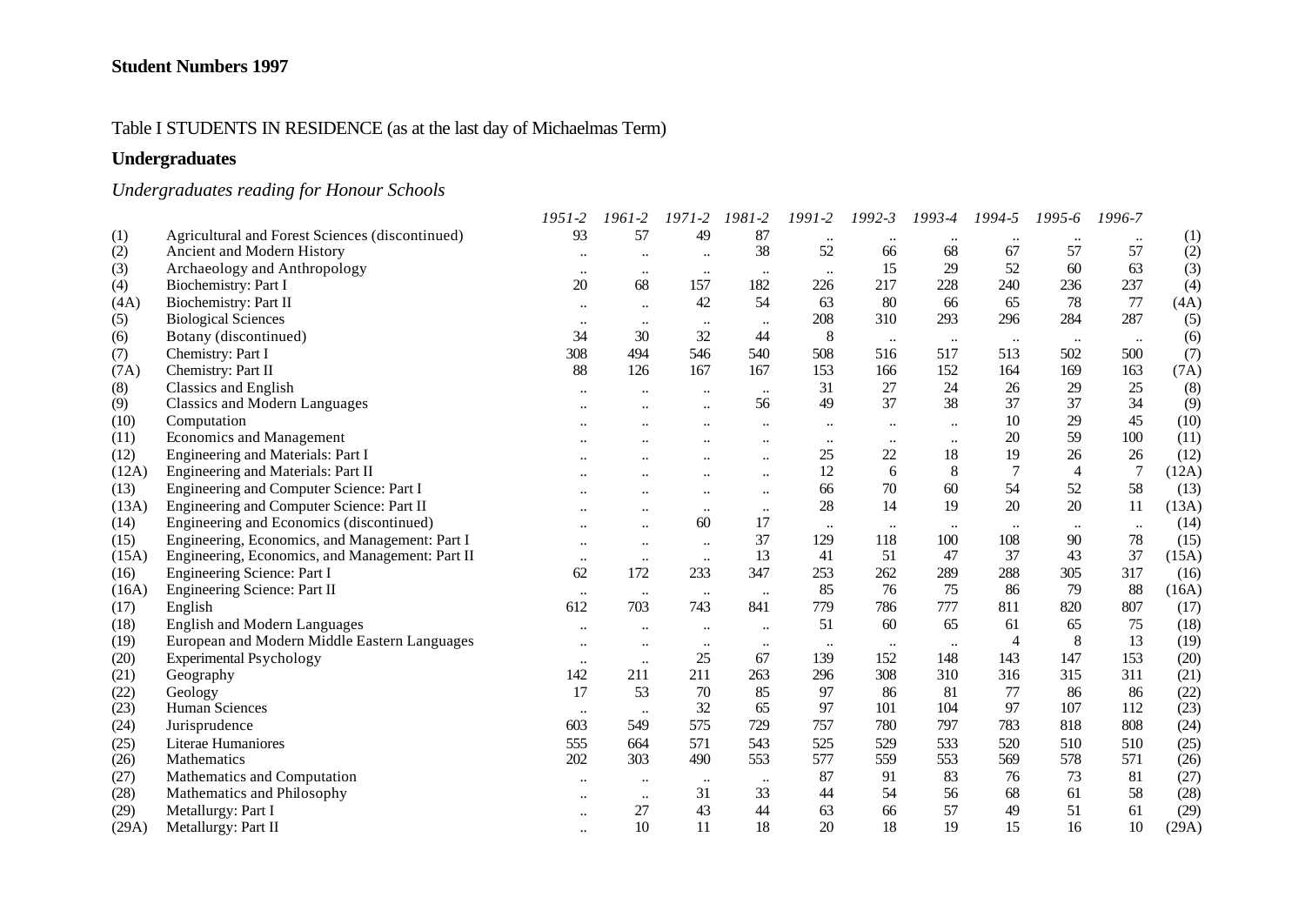**Student Numbers 1997**

Table I STUDENTS IN RESIDENCE (as at the last day of Michaelmas Term)

## Undergraduates

### *Undergraduates reading for Honour Schools*

| | | *1951-2* | *1961-2* | *1971-2* | *1981-2* | *1991-2* | *1992-3* | *1993-4* | *1994-5* | *1995-6* | *1996-7* | |
|---|---|---|---|---|---|---|---|---|---|---|---|---|
| (1) | Agricultural and Forest Sciences (discontinued) | 93 | 57 | 49 | 87 | .. | .. | .. | .. | .. | .. | (1) |
| (2) | Ancient and Modern History | .. | .. | .. | 38 | 52 | 66 | 68 | 67 | 57 | 57 | (2) |
| (3) | Archaeology and Anthropology | .. | .. | .. | .. | .. | 15 | 29 | 52 | 60 | 63 | (3) |
| (4) | Biochemistry: Part I | 20 | 68 | 157 | 182 | 226 | 217 | 228 | 240 | 236 | 237 | (4) |
| (4A) | Biochemistry: Part II | .. | .. | 42 | 54 | 63 | 80 | 66 | 65 | 78 | 77 | (4A) |
| (5) | Biological Sciences | .. | .. | .. | .. | 208 | 310 | 293 | 296 | 284 | 287 | (5) |
| (6) | Botany (discontinued) | 34 | 30 | 32 | 44 | 8 | .. | .. | .. | .. | .. | (6) |
| (7) | Chemistry: Part I | 308 | 494 | 546 | 540 | 508 | 516 | 517 | 513 | 502 | 500 | (7) |
| (7A) | Chemistry: Part II | 88 | 126 | 167 | 167 | 153 | 166 | 152 | 164 | 169 | 163 | (7A) |
| (8) | Classics and English | .. | .. | .. | .. | 31 | 27 | 24 | 26 | 29 | 25 | (8) |
| (9) | Classics and Modern Languages | .. | .. | .. | 56 | 49 | 37 | 38 | 37 | 37 | 34 | (9) |
| (10) | Computation | .. | .. | .. | .. | .. | .. | .. | 10 | 29 | 45 | (10) |
| (11) | Economics and Management | .. | .. | .. | .. | .. | .. | .. | 20 | 59 | 100 | (11) |
| (12) | Engineering and Materials: Part I | .. | .. | .. | .. | 25 | 22 | 18 | 19 | 26 | 26 | (12) |
| (12A) | Engineering and Materials: Part II | .. | .. | .. | .. | 12 | 6 | 8 | 7 | 4 | 7 | (12A) |
| (13) | Engineering and Computer Science: Part I | .. | .. | .. | .. | 66 | 70 | 60 | 54 | 52 | 58 | (13) |
| (13A) | Engineering and Computer Science: Part II | .. | .. | .. | .. | 28 | 14 | 19 | 20 | 20 | 11 | (13A) |
| (14) | Engineering and Economics (discontinued) | .. | .. | 60 | 17 | .. | .. | .. | .. | .. | .. | (14) |
| (15) | Engineering, Economics, and Management: Part I | .. | .. | .. | 37 | 129 | 118 | 100 | 108 | 90 | 78 | (15) |
| (15A) | Engineering, Economics, and Management: Part II | .. | .. | .. | 13 | 41 | 51 | 47 | 37 | 43 | 37 | (15A) |
| (16) | Engineering Science: Part I | 62 | 172 | 233 | 347 | 253 | 262 | 289 | 288 | 305 | 317 | (16) |
| (16A) | Engineering Science: Part II | .. | .. | .. | .. | 85 | 76 | 75 | 86 | 79 | 88 | (16A) |
| (17) | English | 612 | 703 | 743 | 841 | 779 | 786 | 777 | 811 | 820 | 807 | (17) |
| (18) | English and Modern Languages | .. | .. | .. | .. | 51 | 60 | 65 | 61 | 65 | 75 | (18) |
| (19) | European and Modern Middle Eastern Languages | .. | .. | .. | .. | .. | .. | .. | 4 | 8 | 13 | (19) |
| (20) | Experimental Psychology | .. | .. | 25 | 67 | 139 | 152 | 148 | 143 | 147 | 153 | (20) |
| (21) | Geography | 142 | 211 | 211 | 263 | 296 | 308 | 310 | 316 | 315 | 311 | (21) |
| (22) | Geology | 17 | 53 | 70 | 85 | 97 | 86 | 81 | 77 | 86 | 86 | (22) |
| (23) | Human Sciences | .. | .. | 32 | 65 | 97 | 101 | 104 | 97 | 107 | 112 | (23) |
| (24) | Jurisprudence | 603 | 549 | 575 | 729 | 757 | 780 | 797 | 783 | 818 | 808 | (24) |
| (25) | Literae Humaniores | 555 | 664 | 571 | 543 | 525 | 529 | 533 | 520 | 510 | 510 | (25) |
| (26) | Mathematics | 202 | 303 | 490 | 553 | 577 | 559 | 553 | 569 | 578 | 571 | (26) |
| (27) | Mathematics and Computation | .. | .. | .. | .. | 87 | 91 | 83 | 76 | 73 | 81 | (27) |
| (28) | Mathematics and Philosophy | .. | .. | 31 | 33 | 44 | 54 | 56 | 68 | 61 | 58 | (28) |
| (29) | Metallurgy: Part I | .. | 27 | 43 | 44 | 63 | 66 | 57 | 49 | 51 | 61 | (29) |
| (29A) | Metallurgy: Part II | .. | 10 | 11 | 18 | 20 | 18 | 19 | 15 | 16 | 10 | (29A) |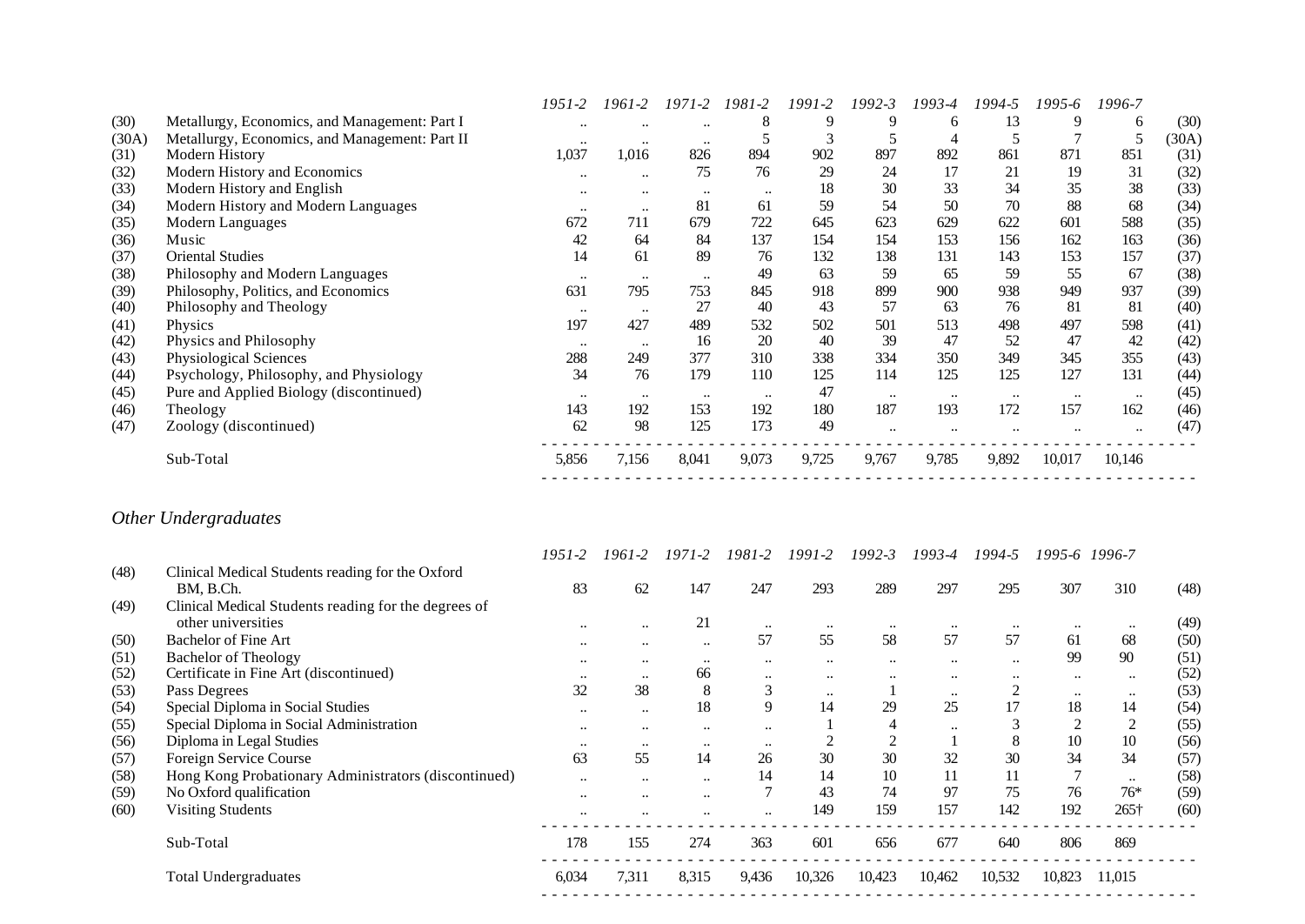| | | 1951-2 | 1961-2 | 1971-2 | 1981-2 | 1991-2 | 1992-3 | 1993-4 | 1994-5 | 1995-6 | 1996-7 | |
|---|---|---|---|---|---|---|---|---|---|---|---|---|
| (30) | Metallurgy, Economics, and Management: Part I | .. | .. | .. | 8 | 9 | 9 | 6 | 13 | 9 | 6 | (30) |
| (30A) | Metallurgy, Economics, and Management: Part II | .. | .. | .. | 5 | 3 | 5 | 4 | 5 | 7 | 5 | (30A) |
| (31) | Modern History | 1,037 | 1,016 | 826 | 894 | 902 | 897 | 892 | 861 | 871 | 851 | (31) |
| (32) | Modern History and Economics | .. | .. | 75 | 76 | 29 | 24 | 17 | 21 | 19 | 31 | (32) |
| (33) | Modern History and English | .. | .. | .. | .. | 18 | 30 | 33 | 34 | 35 | 38 | (33) |
| (34) | Modern History and Modern Languages | .. | .. | 81 | 61 | 59 | 54 | 50 | 70 | 88 | 68 | (34) |
| (35) | Modern Languages | 672 | 711 | 679 | 722 | 645 | 623 | 629 | 622 | 601 | 588 | (35) |
| (36) | Music | 42 | 64 | 84 | 137 | 154 | 154 | 153 | 156 | 162 | 163 | (36) |
| (37) | Oriental Studies | 14 | 61 | 89 | 76 | 132 | 138 | 131 | 143 | 153 | 157 | (37) |
| (38) | Philosophy and Modern Languages | .. | .. | .. | 49 | 63 | 59 | 65 | 59 | 55 | 67 | (38) |
| (39) | Philosophy, Politics, and Economics | 631 | 795 | 753 | 845 | 918 | 899 | 900 | 938 | 949 | 937 | (39) |
| (40) | Philosophy and Theology | .. | .. | 27 | 40 | 43 | 57 | 63 | 76 | 81 | 81 | (40) |
| (41) | Physics | 197 | 427 | 489 | 532 | 502 | 501 | 513 | 498 | 497 | 598 | (41) |
| (42) | Physics and Philosophy | .. | .. | 16 | 20 | 40 | 39 | 47 | 52 | 47 | 42 | (42) |
| (43) | Physiological Sciences | 288 | 249 | 377 | 310 | 338 | 334 | 350 | 349 | 345 | 355 | (43) |
| (44) | Psychology, Philosophy, and Physiology | 34 | 76 | 179 | 110 | 125 | 114 | 125 | 125 | 127 | 131 | (44) |
| (45) | Pure and Applied Biology (discontinued) | .. | .. | .. | .. | 47 | .. | .. | .. | .. | .. | (45) |
| (46) | Theology | 143 | 192 | 153 | 192 | 180 | 187 | 193 | 172 | 157 | 162 | (46) |
| (47) | Zoology (discontinued) | 62 | 98 | 125 | 173 | 49 | .. | .. | .. | .. | .. | (47) |
| | Sub-Total | 5,856 | 7,156 | 8,041 | 9,073 | 9,725 | 9,767 | 9,785 | 9,892 | 10,017 | 10,146 | |

## *Other Undergraduates*

| | | 1951-2 | 1961-2 | 1971-2 | 1981-2 | 1991-2 | 1992-3 | 1993-4 | 1994-5 | 1995-6 | 1996-7 | |
|---|---|---|---|---|---|---|---|---|---|---|---|---|
| (48) | Clinical Medical Students reading for the Oxford BM, B.Ch. | 83 | 62 | 147 | 247 | 293 | 289 | 297 | 295 | 307 | 310 | (48) |
| (49) | Clinical Medical Students reading for the degrees of other universities | .. | .. | 21 | .. | .. | .. | .. | .. | .. | .. | (49) |
| (50) | Bachelor of Fine Art | .. | .. | .. | 57 | 55 | 58 | 57 | 57 | 61 | 68 | (50) |
| (51) | Bachelor of Theology | .. | .. | .. | .. | .. | .. | .. | .. | 99 | 90 | (51) |
| (52) | Certificate in Fine Art (discontinued) | .. | .. | 66 | .. | .. | .. | .. | .. | .. | .. | (52) |
| (53) | Pass Degrees | 32 | 38 | 8 | 3 | .. | 1 | .. | 2 | .. | .. | (53) |
| (54) | Special Diploma in Social Studies | .. | .. | 18 | 9 | 14 | 29 | 25 | 17 | 18 | 14 | (54) |
| (55) | Special Diploma in Social Administration | .. | .. | .. | .. | 1 | 4 | .. | 3 | 2 | 2 | (55) |
| (56) | Diploma in Legal Studies | .. | .. | .. | .. | 2 | 2 | 1 | 8 | 10 | 10 | (56) |
| (57) | Foreign Service Course | 63 | 55 | 14 | 26 | 30 | 30 | 32 | 30 | 34 | 34 | (57) |
| (58) | Hong Kong Probationary Administrators (discontinued) | .. | .. | .. | 14 | 14 | 10 | 11 | 11 | 7 | .. | (58) |
| (59) | No Oxford qualification | .. | .. | .. | 7 | 43 | 74 | 97 | 75 | 76 | 76* | (59) |
| (60) | Visiting Students | .. | .. | .. | .. | 149 | 159 | 157 | 142 | 192 | 265† | (60) |
| | Sub-Total | 178 | 155 | 274 | 363 | 601 | 656 | 677 | 640 | 806 | 869 | |
| | Total Undergraduates | 6,034 | 7,311 | 8,315 | 9,436 | 10,326 | 10,423 | 10,462 | 10,532 | 10,823 | 11,015 | |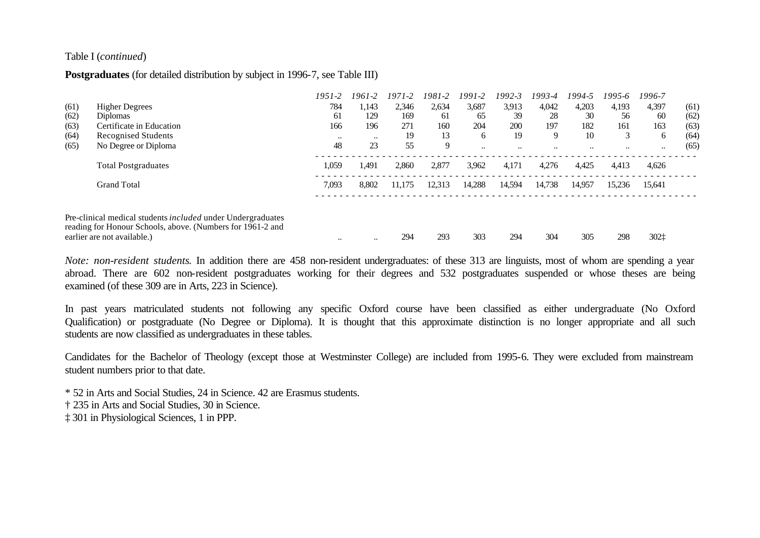Table I (*continued*)

**Postgraduates** (for detailed distribution by subject in 1996-7, see Table III)

| | | *1951-2* | *1961-2* | *1971-2* | *1981-2* | *1991-2* | *1992-3* | *1993-4* | *1994-5* | *1995-6* | *1996-7* | |
|---|---|---|---|---|---|---|---|---|---|---|---|---|
| (61) | Higher Degrees | 784 | 1,143 | 2,346 | 2,634 | 3,687 | 3,913 | 4,042 | 4,203 | 4,193 | 4,397 | (61) |
| (62) | Diplomas | 61 | 129 | 169 | 61 | 65 | 39 | 28 | 30 | 56 | 60 | (62) |
| (63) | Certificate in Education | 166 | 196 | 271 | 160 | 204 | 200 | 197 | 182 | 161 | 163 | (63) |
| (64) | Recognised Students | .. | .. | 19 | 13 | 6 | 19 | 9 | 10 | 3 | 6 | (64) |
| (65) | No Degree or Diploma | 48 | 23 | 55 | 9 | .. | .. | .. | .. | .. | .. | (65) |
| | Total Postgraduates | 1,059 | 1,491 | 2,860 | 2,877 | 3,962 | 4,171 | 4,276 | 4,425 | 4,413 | 4,626 | |
| | Grand Total | 7,093 | 8,802 | 11,175 | 12,313 | 14,288 | 14,594 | 14,738 | 14,957 | 15,236 | 15,641 | |
| | Pre-clinical medical students *included* under Undergraduates reading for Honour Schools, above. (Numbers for 1961-2 and earlier are not available.) | .. | .. | 294 | 293 | 303 | 294 | 304 | 305 | 298 | 302‡ | |

*Note: non-resident students.* In addition there are 458 non-resident undergraduates: of these 313 are linguists, most of whom are spending a year abroad. There are 602 non-resident postgraduates working for their degrees and 532 postgraduates suspended or whose theses are being examined (of these 309 are in Arts, 223 in Science).

In past years matriculated students not following any specific Oxford course have been classified as either undergraduate (No Oxford Qualification) or postgraduate (No Degree or Diploma). It is thought that this approximate distinction is no longer appropriate and all such students are now classified as undergraduates in these tables.

Candidates for the Bachelor of Theology (except those at Westminster College) are included from 1995-6. They were excluded from mainstream student numbers prior to that date.

* 52 in Arts and Social Studies, 24 in Science. 42 are Erasmus students.

† 235 in Arts and Social Studies, 30 in Science.

‡ 301 in Physiological Sciences, 1 in PPP.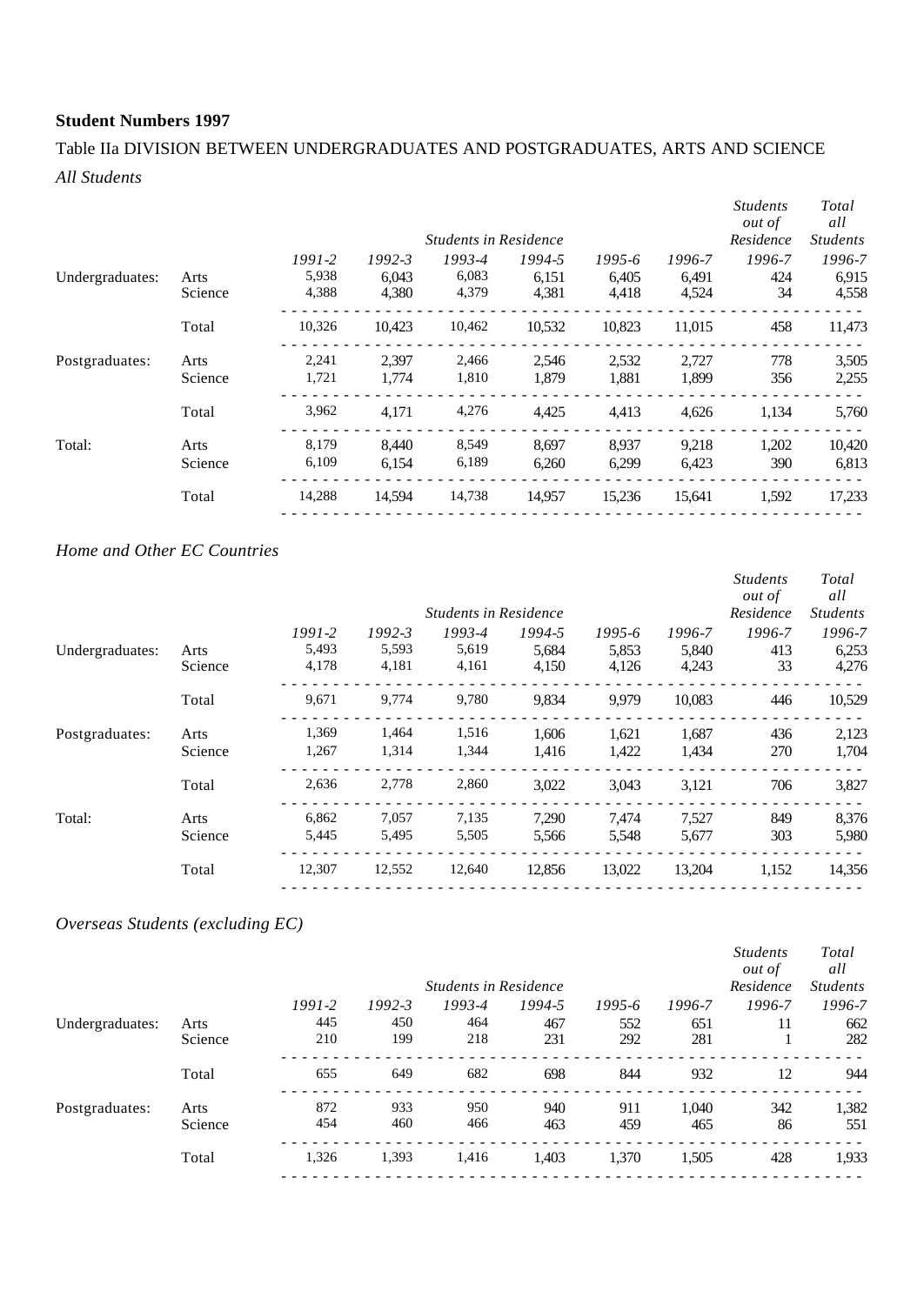**Student Numbers 1997**

Table IIa DIVISION BETWEEN UNDERGRADUATES AND POSTGRADUATES, ARTS AND SCIENCE

*All Students*

| | | *Students in Residence* | | | | | | *Students out of Residence* | *Total all Students* |
|---|---|---|---|---|---|---|---|---|---|
| | | *1991-2* | *1992-3* | *1993-4* | *1994-5* | *1995-6* | *1996-7* | *1996-7* | *1996-7* |
| Undergraduates: | Arts | 5,938 | 6,043 | 6,083 | 6,151 | 6,405 | 6,491 | 424 | 6,915 |
| | Science | 4,388 | 4,380 | 4,379 | 4,381 | 4,418 | 4,524 | 34 | 4,558 |
| | Total | 10,326 | 10,423 | 10,462 | 10,532 | 10,823 | 11,015 | 458 | 11,473 |
| Postgraduates: | Arts | 2,241 | 2,397 | 2,466 | 2,546 | 2,532 | 2,727 | 778 | 3,505 |
| | Science | 1,721 | 1,774 | 1,810 | 1,879 | 1,881 | 1,899 | 356 | 2,255 |
| | Total | 3,962 | 4,171 | 4,276 | 4,425 | 4,413 | 4,626 | 1,134 | 5,760 |
| Total: | Arts | 8,179 | 8,440 | 8,549 | 8,697 | 8,937 | 9,218 | 1,202 | 10,420 |
| | Science | 6,109 | 6,154 | 6,189 | 6,260 | 6,299 | 6,423 | 390 | 6,813 |
| | Total | 14,288 | 14,594 | 14,738 | 14,957 | 15,236 | 15,641 | 1,592 | 17,233 |

*Home and Other EC Countries*

| | | *Students in Residence* | | | | | | *Students out of Residence* | *Total all Students* |
|---|---|---|---|---|---|---|---|---|---|
| | | *1991-2* | *1992-3* | *1993-4* | *1994-5* | *1995-6* | *1996-7* | *1996-7* | *1996-7* |
| Undergraduates: | Arts | 5,493 | 5,593 | 5,619 | 5,684 | 5,853 | 5,840 | 413 | 6,253 |
| | Science | 4,178 | 4,181 | 4,161 | 4,150 | 4,126 | 4,243 | 33 | 4,276 |
| | Total | 9,671 | 9,774 | 9,780 | 9,834 | 9,979 | 10,083 | 446 | 10,529 |
| Postgraduates: | Arts | 1,369 | 1,464 | 1,516 | 1,606 | 1,621 | 1,687 | 436 | 2,123 |
| | Science | 1,267 | 1,314 | 1,344 | 1,416 | 1,422 | 1,434 | 270 | 1,704 |
| | Total | 2,636 | 2,778 | 2,860 | 3,022 | 3,043 | 3,121 | 706 | 3,827 |
| Total: | Arts | 6,862 | 7,057 | 7,135 | 7,290 | 7,474 | 7,527 | 849 | 8,376 |
| | Science | 5,445 | 5,495 | 5,505 | 5,566 | 5,548 | 5,677 | 303 | 5,980 |
| | Total | 12,307 | 12,552 | 12,640 | 12,856 | 13,022 | 13,204 | 1,152 | 14,356 |

*Overseas Students (excluding EC)*

| | | *Students in Residence* | | | | | | *Students out of Residence* | *Total all Students* |
|---|---|---|---|---|---|---|---|---|---|
| | | *1991-2* | *1992-3* | *1993-4* | *1994-5* | *1995-6* | *1996-7* | *1996-7* | *1996-7* |
| Undergraduates: | Arts | 445 | 450 | 464 | 467 | 552 | 651 | 11 | 662 |
| | Science | 210 | 199 | 218 | 231 | 292 | 281 | 1 | 282 |
| | Total | 655 | 649 | 682 | 698 | 844 | 932 | 12 | 944 |
| Postgraduates: | Arts | 872 | 933 | 950 | 940 | 911 | 1,040 | 342 | 1,382 |
| | Science | 454 | 460 | 466 | 463 | 459 | 465 | 86 | 551 |
| | Total | 1,326 | 1,393 | 1,416 | 1,403 | 1,370 | 1,505 | 428 | 1,933 |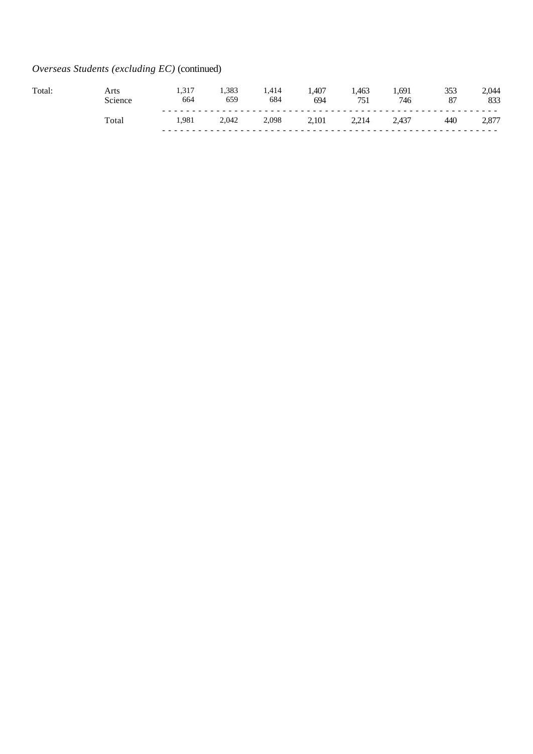*Overseas Students (excluding EC)* (continued)

| | | | | | | | | | |
|---|---|---|---|---|---|---|---|---|---|
| Total: | Arts | 1,317 | 1,383 | 1,414 | 1,407 | 1,463 | 1,691 | 353 | 2,044 |
| | Science | 664 | 659 | 684 | 694 | 751 | 746 | 87 | 833 |
| | Total | 1,981 | 2,042 | 2,098 | 2,101 | 2,214 | 2,437 | 440 | 2,877 |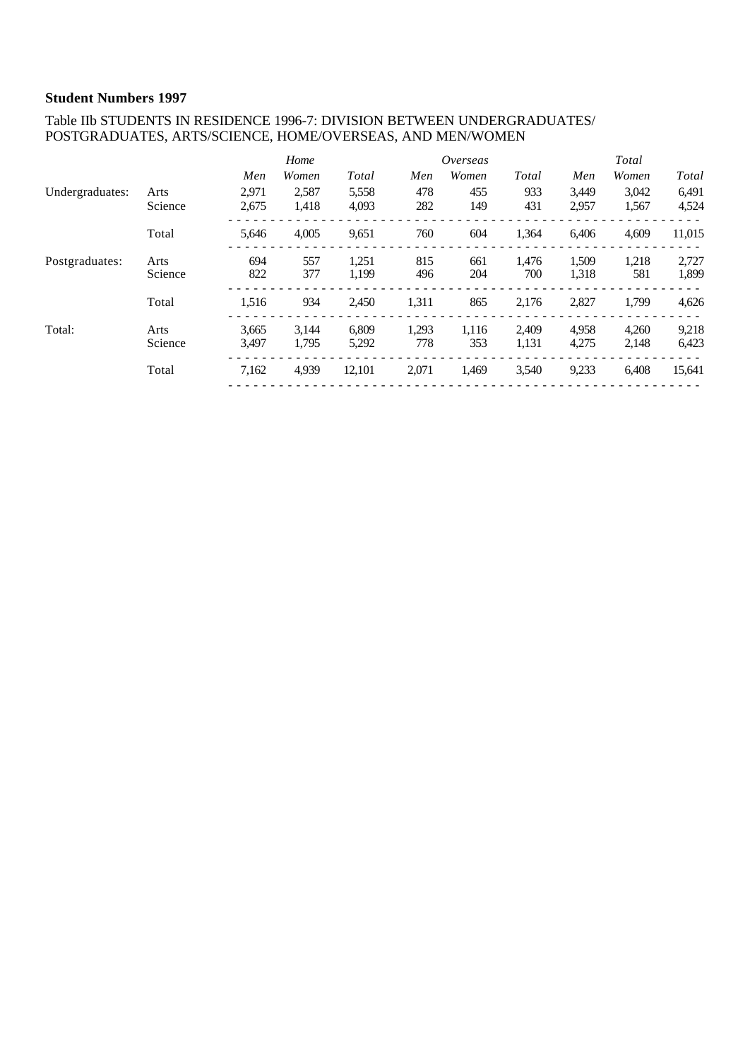**Student Numbers 1997**

Table IIb STUDENTS IN RESIDENCE 1996-7: DIVISION BETWEEN UNDERGRADUATES/ POSTGRADUATES, ARTS/SCIENCE, HOME/OVERSEAS, AND MEN/WOMEN

| | | *Home* | | | *Overseas* | | | *Total* | | |
|---|---|---|---|---|---|---|---|---|---|---|
| | | *Men* | *Women* | *Total* | *Men* | *Women* | *Total* | *Men* | *Women* | *Total* |
| Undergraduates: | Arts | 2,971 | 2,587 | 5,558 | 478 | 455 | 933 | 3,449 | 3,042 | 6,491 |
| | Science | 2,675 | 1,418 | 4,093 | 282 | 149 | 431 | 2,957 | 1,567 | 4,524 |
| | Total | 5,646 | 4,005 | 9,651 | 760 | 604 | 1,364 | 6,406 | 4,609 | 11,015 |
| Postgraduates: | Arts | 694 | 557 | 1,251 | 815 | 661 | 1,476 | 1,509 | 1,218 | 2,727 |
| | Science | 822 | 377 | 1,199 | 496 | 204 | 700 | 1,318 | 581 | 1,899 |
| | Total | 1,516 | 934 | 2,450 | 1,311 | 865 | 2,176 | 2,827 | 1,799 | 4,626 |
| Total: | Arts | 3,665 | 3,144 | 6,809 | 1,293 | 1,116 | 2,409 | 4,958 | 4,260 | 9,218 |
| | Science | 3,497 | 1,795 | 5,292 | 778 | 353 | 1,131 | 4,275 | 2,148 | 6,423 |
| | Total | 7,162 | 4,939 | 12,101 | 2,071 | 1,469 | 3,540 | 9,233 | 6,408 | 15,641 |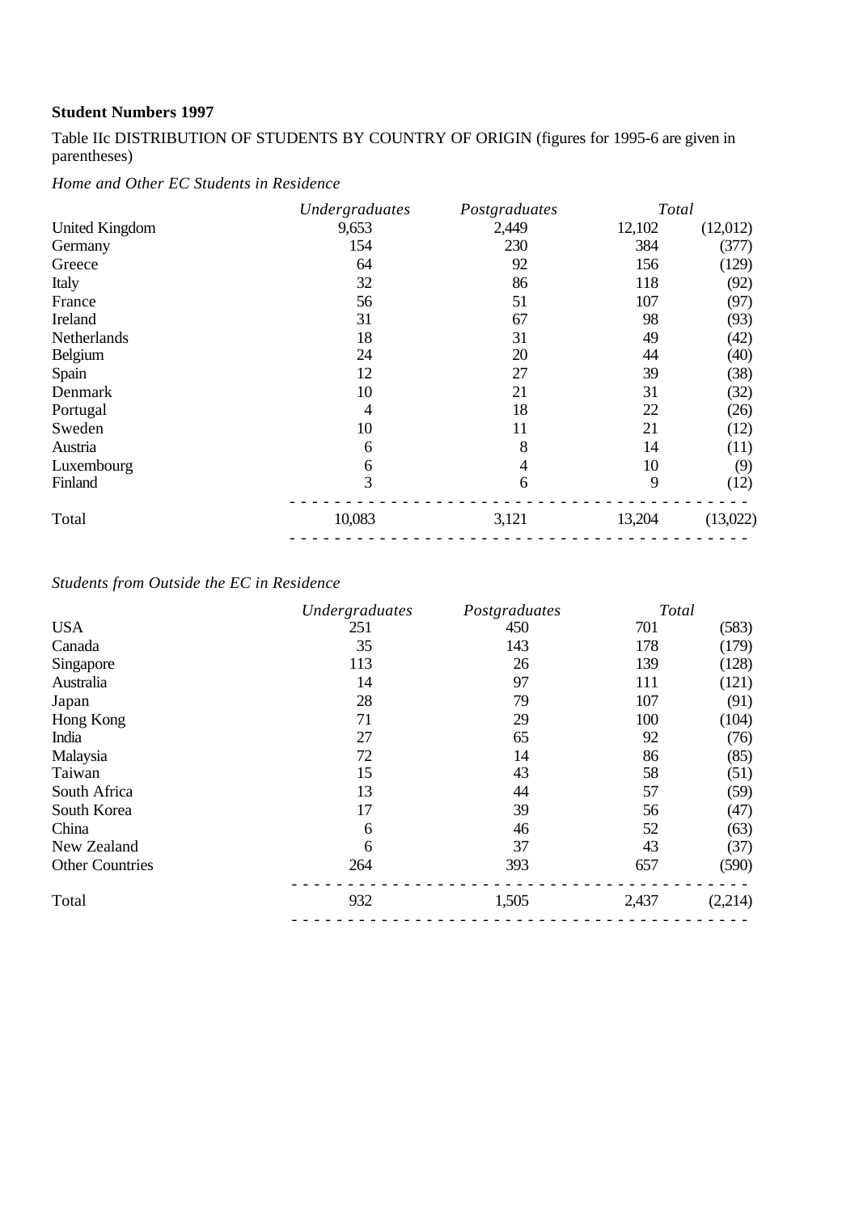**Student Numbers 1997**

Table IIc DISTRIBUTION OF STUDENTS BY COUNTRY OF ORIGIN (figures for 1995-6 are given in parentheses)

*Home and Other EC Students in Residence*

| | *Undergraduates* | *Postgraduates* | *Total* | |
|---|---|---|---|---|
| United Kingdom | 9,653 | 2,449 | 12,102 | (12,012) |
| Germany | 154 | 230 | 384 | (377) |
| Greece | 64 | 92 | 156 | (129) |
| Italy | 32 | 86 | 118 | (92) |
| France | 56 | 51 | 107 | (97) |
| Ireland | 31 | 67 | 98 | (93) |
| Netherlands | 18 | 31 | 49 | (42) |
| Belgium | 24 | 20 | 44 | (40) |
| Spain | 12 | 27 | 39 | (38) |
| Denmark | 10 | 21 | 31 | (32) |
| Portugal | 4 | 18 | 22 | (26) |
| Sweden | 10 | 11 | 21 | (12) |
| Austria | 6 | 8 | 14 | (11) |
| Luxembourg | 6 | 4 | 10 | (9) |
| Finland | 3 | 6 | 9 | (12) |
| Total | 10,083 | 3,121 | 13,204 | (13,022) |

*Students from Outside the EC in Residence*

| | *Undergraduates* | *Postgraduates* | *Total* | |
|---|---|---|---|---|
| USA | 251 | 450 | 701 | (583) |
| Canada | 35 | 143 | 178 | (179) |
| Singapore | 113 | 26 | 139 | (128) |
| Australia | 14 | 97 | 111 | (121) |
| Japan | 28 | 79 | 107 | (91) |
| Hong Kong | 71 | 29 | 100 | (104) |
| India | 27 | 65 | 92 | (76) |
| Malaysia | 72 | 14 | 86 | (85) |
| Taiwan | 15 | 43 | 58 | (51) |
| South Africa | 13 | 44 | 57 | (59) |
| South Korea | 17 | 39 | 56 | (47) |
| China | 6 | 46 | 52 | (63) |
| New Zealand | 6 | 37 | 43 | (37) |
| Other Countries | 264 | 393 | 657 | (590) |
| Total | 932 | 1,505 | 2,437 | (2,214) |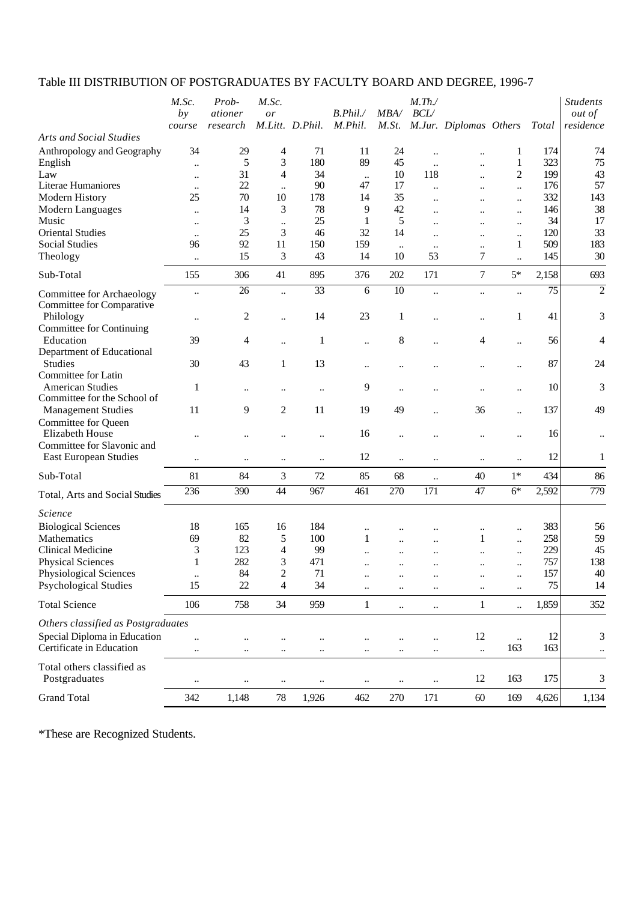Table III DISTRIBUTION OF POSTGRADUATES BY FACULTY BOARD AND DEGREE, 1996-7

| | *M.Sc. by course* | *Prob-ationer research* | *M.Sc. or M.Litt.* | *D.Phil.* | *B.Phil./ M.Phil.* | *MBA/ M.St.* | *M.Th./ BCL/ M.Jur.* | *Diplomas* | *Others* | *Total* | *Students out of residence* |
|---|---|---|---|---|---|---|---|---|---|---|---|
| *Arts and Social Studies* | | | | | | | | | | | |
| Anthropology and Geography | 34 | 29 | 4 | 71 | 11 | 24 | .. | .. | 1 | 174 | 74 |
| English | .. | 5 | 3 | 180 | 89 | 45 | .. | .. | 1 | 323 | 75 |
| Law | .. | 31 | 4 | 34 | .. | 10 | 118 | .. | 2 | 199 | 43 |
| Literae Humaniores | .. | 22 | .. | 90 | 47 | 17 | .. | .. | .. | 176 | 57 |
| Modern History | 25 | 70 | 10 | 178 | 14 | 35 | .. | .. | .. | 332 | 143 |
| Modern Languages | .. | 14 | 3 | 78 | 9 | 42 | .. | .. | .. | 146 | 38 |
| Music | .. | 3 | .. | 25 | 1 | 5 | .. | .. | .. | 34 | 17 |
| Oriental Studies | .. | 25 | 3 | 46 | 32 | 14 | .. | .. | .. | 120 | 33 |
| Social Studies | 96 | 92 | 11 | 150 | 159 | .. | .. | .. | 1 | 509 | 183 |
| Theology | .. | 15 | 3 | 43 | 14 | 10 | 53 | 7 | .. | 145 | 30 |
| Sub-Total | 155 | 306 | 41 | 895 | 376 | 202 | 171 | 7 | 5* | 2,158 | 693 |
| Committee for Archaeology | .. | 26 | .. | 33 | 6 | 10 | .. | .. | .. | 75 | 2 |
| Committee for Comparative Philology | .. | 2 | .. | 14 | 23 | 1 | .. | .. | 1 | 41 | 3 |
| Committee for Continuing Education | 39 | 4 | .. | 1 | .. | 8 | .. | 4 | .. | 56 | 4 |
| Department of Educational Studies | 30 | 43 | 1 | 13 | .. | .. | .. | .. | .. | 87 | 24 |
| Committee for Latin American Studies | 1 | .. | .. | .. | 9 | .. | .. | .. | .. | 10 | 3 |
| Committee for the School of Management Studies | 11 | 9 | 2 | 11 | 19 | 49 | .. | 36 | .. | 137 | 49 |
| Committee for Queen Elizabeth House | .. | .. | .. | .. | 16 | .. | .. | .. | .. | 16 | .. |
| Committee for Slavonic and East European Studies | .. | .. | .. | .. | 12 | .. | .. | .. | .. | 12 | 1 |
| Sub-Total | 81 | 84 | 3 | 72 | 85 | 68 | .. | 40 | 1* | 434 | 86 |
| Total, Arts and Social Studies | 236 | 390 | 44 | 967 | 461 | 270 | 171 | 47 | 6* | 2,592 | 779 |
| *Science* | | | | | | | | | | | |
| Biological Sciences | 18 | 165 | 16 | 184 | .. | .. | .. | .. | .. | 383 | 56 |
| Mathematics | 69 | 82 | 5 | 100 | 1 | .. | .. | 1 | .. | 258 | 59 |
| Clinical Medicine | 3 | 123 | 4 | 99 | .. | .. | .. | .. | .. | 229 | 45 |
| Physical Sciences | 1 | 282 | 3 | 471 | .. | .. | .. | .. | .. | 757 | 138 |
| Physiological Sciences | .. | 84 | 2 | 71 | .. | .. | .. | .. | .. | 157 | 40 |
| Psychological Studies | 15 | 22 | 4 | 34 | .. | .. | .. | .. | .. | 75 | 14 |
| Total Science | 106 | 758 | 34 | 959 | 1 | .. | .. | 1 | .. | 1,859 | 352 |
| *Others classified as Postgraduates* | | | | | | | | | | | |
| Special Diploma in Education | .. | .. | .. | .. | .. | .. | .. | 12 | .. | 12 | 3 |
| Certificate in Education | .. | .. | .. | .. | .. | .. | .. | .. | 163 | 163 | .. |
| Total others classified as Postgraduates | .. | .. | .. | .. | .. | .. | .. | 12 | 163 | 175 | 3 |
| Grand Total | 342 | 1,148 | 78 | 1,926 | 462 | 270 | 171 | 60 | 169 | 4,626 | 1,134 |

*These are Recognized Students.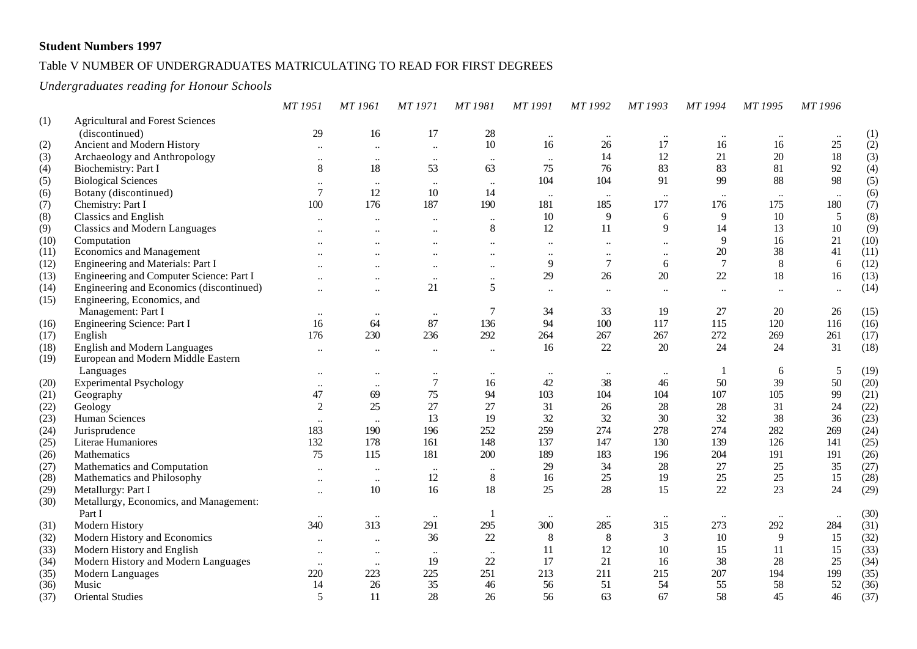**Student Numbers 1997**

Table V NUMBER OF UNDERGRADUATES MATRICULATING TO READ FOR FIRST DEGREES

*Undergraduates reading for Honour Schools*

| | | *MT 1951* | *MT 1961* | *MT 1971* | *MT 1981* | *MT 1991* | *MT 1992* | *MT 1993* | *MT 1994* | *MT 1995* | *MT 1996* | |
|---|---|---|---|---|---|---|---|---|---|---|---|---|
| (1) | Agricultural and Forest Sciences (discontinued) | 29 | 16 | 17 | 28 | .. | .. | .. | .. | .. | .. | (1) |
| (2) | Ancient and Modern History | .. | .. | .. | 10 | 16 | 26 | 17 | 16 | 16 | 25 | (2) |
| (3) | Archaeology and Anthropology | .. | .. | .. | .. | .. | 14 | 12 | 21 | 20 | 18 | (3) |
| (4) | Biochemistry: Part I | 8 | 18 | 53 | 63 | 75 | 76 | 83 | 83 | 81 | 92 | (4) |
| (5) | Biological Sciences | .. | .. | .. | .. | 104 | 104 | 91 | 99 | 88 | 98 | (5) |
| (6) | Botany (discontinued) | 7 | 12 | 10 | 14 | .. | .. | .. | .. | .. | .. | (6) |
| (7) | Chemistry: Part I | 100 | 176 | 187 | 190 | 181 | 185 | 177 | 176 | 175 | 180 | (7) |
| (8) | Classics and English | .. | .. | .. | .. | 10 | 9 | 6 | 9 | 10 | 5 | (8) |
| (9) | Classics and Modern Languages | .. | .. | .. | 8 | 12 | 11 | 9 | 14 | 13 | 10 | (9) |
| (10) | Computation | .. | .. | .. | .. | .. | .. | .. | 9 | 16 | 21 | (10) |
| (11) | Economics and Management | .. | .. | .. | .. | .. | .. | .. | 20 | 38 | 41 | (11) |
| (12) | Engineering and Materials: Part I | .. | .. | .. | .. | 9 | 7 | 6 | 7 | 8 | 6 | (12) |
| (13) | Engineering and Computer Science: Part I | .. | .. | .. | .. | 29 | 26 | 20 | 22 | 18 | 16 | (13) |
| (14) | Engineering and Economics (discontinued) | .. | .. | 21 | 5 | .. | .. | .. | .. | .. | .. | (14) |
| (15) | Engineering, Economics, and Management: Part I | .. | .. | .. | 7 | 34 | 33 | 19 | 27 | 20 | 26 | (15) |
| (16) | Engineering Science: Part I | 16 | 64 | 87 | 136 | 94 | 100 | 117 | 115 | 120 | 116 | (16) |
| (17) | English | 176 | 230 | 236 | 292 | 264 | 267 | 267 | 272 | 269 | 261 | (17) |
| (18) | English and Modern Languages | .. | .. | .. | .. | 16 | 22 | 20 | 24 | 24 | 31 | (18) |
| (19) | European and Modern Middle Eastern Languages | .. | .. | .. | .. | .. | .. | .. | 1 | 6 | 5 | (19) |
| (20) | Experimental Psychology | .. | .. | 7 | 16 | 42 | 38 | 46 | 50 | 39 | 50 | (20) |
| (21) | Geography | 47 | 69 | 75 | 94 | 103 | 104 | 104 | 107 | 105 | 99 | (21) |
| (22) | Geology | 2 | 25 | 27 | 27 | 31 | 26 | 28 | 28 | 31 | 24 | (22) |
| (23) | Human Sciences | .. | .. | 13 | 19 | 32 | 32 | 30 | 32 | 38 | 36 | (23) |
| (24) | Jurisprudence | 183 | 190 | 196 | 252 | 259 | 274 | 278 | 274 | 282 | 269 | (24) |
| (25) | Literae Humaniores | 132 | 178 | 161 | 148 | 137 | 147 | 130 | 139 | 126 | 141 | (25) |
| (26) | Mathematics | 75 | 115 | 181 | 200 | 189 | 183 | 196 | 204 | 191 | 191 | (26) |
| (27) | Mathematics and Computation | .. | .. | .. | .. | 29 | 34 | 28 | 27 | 25 | 35 | (27) |
| (28) | Mathematics and Philosophy | .. | .. | 12 | 8 | 16 | 25 | 19 | 25 | 25 | 15 | (28) |
| (29) | Metallurgy: Part I | .. | 10 | 16 | 18 | 25 | 28 | 15 | 22 | 23 | 24 | (29) |
| (30) | Metallurgy, Economics, and Management: Part I | .. | .. | .. | 1 | .. | .. | .. | .. | .. | .. | (30) |
| (31) | Modern History | 340 | 313 | 291 | 295 | 300 | 285 | 315 | 273 | 292 | 284 | (31) |
| (32) | Modern History and Economics | .. | .. | 36 | 22 | 8 | 8 | 3 | 10 | 9 | 15 | (32) |
| (33) | Modern History and English | .. | .. | .. | .. | 11 | 12 | 10 | 15 | 11 | 15 | (33) |
| (34) | Modern History and Modern Languages | .. | .. | 19 | 22 | 17 | 21 | 16 | 38 | 28 | 25 | (34) |
| (35) | Modern Languages | 220 | 223 | 225 | 251 | 213 | 211 | 215 | 207 | 194 | 199 | (35) |
| (36) | Music | 14 | 26 | 35 | 46 | 56 | 51 | 54 | 55 | 58 | 52 | (36) |
| (37) | Oriental Studies | 5 | 11 | 28 | 26 | 56 | 63 | 67 | 58 | 45 | 46 | (37) |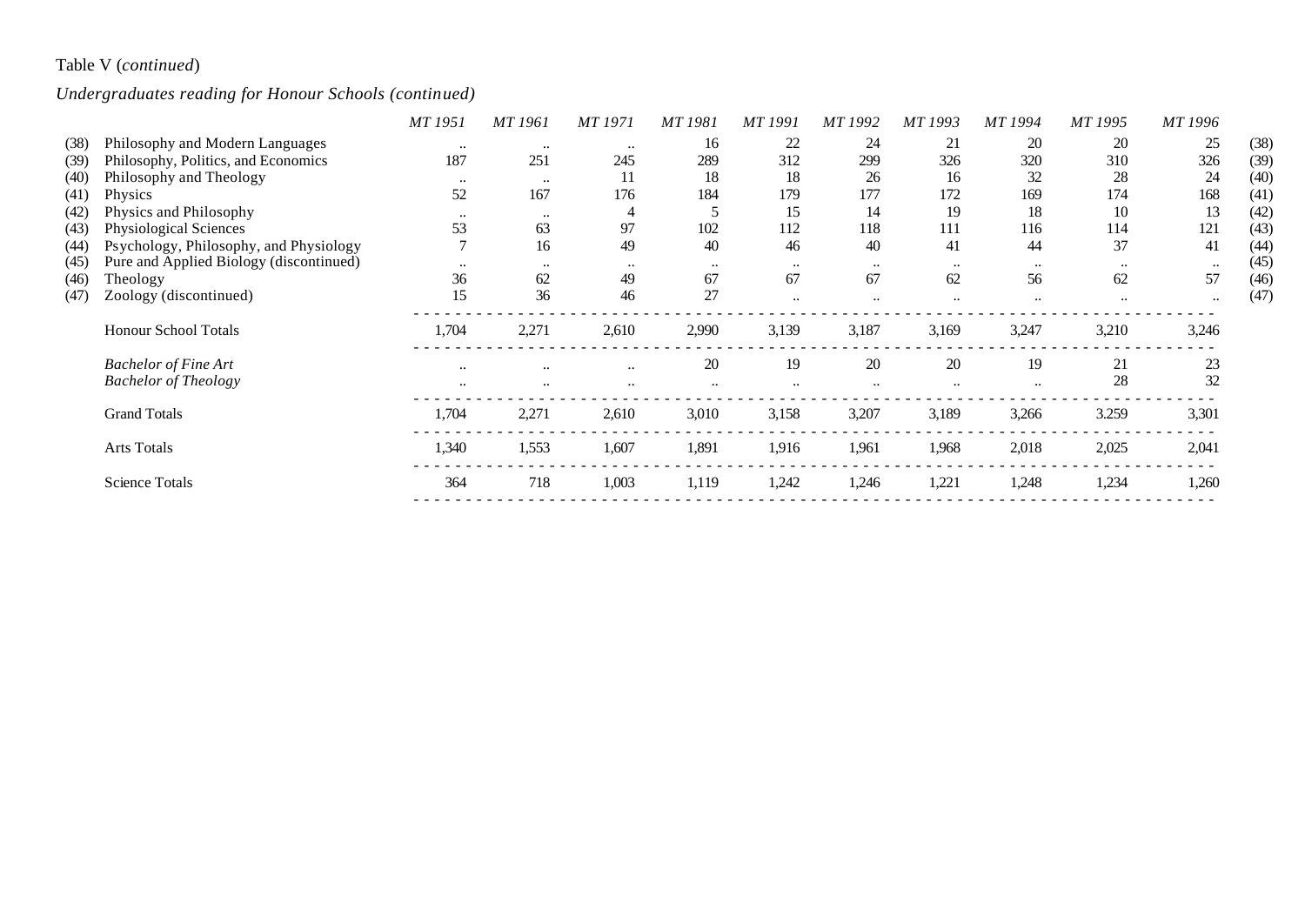Table V (*continued*)

*Undergraduates reading for Honour Schools (continued)*

| | | *MT 1951* | *MT 1961* | *MT 1971* | *MT 1981* | *MT 1991* | *MT 1992* | *MT 1993* | *MT 1994* | *MT 1995* | *MT 1996* | |
|---|---|---|---|---|---|---|---|---|---|---|---|---|
| (38) | Philosophy and Modern Languages | .. | .. | .. | 16 | 22 | 24 | 21 | 20 | 20 | 25 | (38) |
| (39) | Philosophy, Politics, and Economics | 187 | 251 | 245 | 289 | 312 | 299 | 326 | 320 | 310 | 326 | (39) |
| (40) | Philosophy and Theology | .. | .. | 11 | 18 | 18 | 26 | 16 | 32 | 28 | 24 | (40) |
| (41) | Physics | 52 | 167 | 176 | 184 | 179 | 177 | 172 | 169 | 174 | 168 | (41) |
| (42) | Physics and Philosophy | .. | .. | 4 | 5 | 15 | 14 | 19 | 18 | 10 | 13 | (42) |
| (43) | Physiological Sciences | 53 | 63 | 97 | 102 | 112 | 118 | 111 | 116 | 114 | 121 | (43) |
| (44) | Psychology, Philosophy, and Physiology | 7 | 16 | 49 | 40 | 46 | 40 | 41 | 44 | 37 | 41 | (44) |
| (45) | Pure and Applied Biology (discontinued) | .. | .. | .. | .. | .. | .. | .. | .. | .. | .. | (45) |
| (46) | Theology | 36 | 62 | 49 | 67 | 67 | 67 | 62 | 56 | 62 | 57 | (46) |
| (47) | Zoology (discontinued) | 15 | 36 | 46 | 27 | .. | .. | .. | .. | .. | .. | (47) |
| | Honour School Totals | 1,704 | 2,271 | 2,610 | 2,990 | 3,139 | 3,187 | 3,169 | 3,247 | 3,210 | 3,246 | |
| | *Bachelor of Fine Art* | .. | .. | .. | 20 | 19 | 20 | 20 | 19 | 21 | 23 | |
| | *Bachelor of Theology* | .. | .. | .. | .. | .. | .. | .. | .. | 28 | 32 | |
| | Grand Totals | 1,704 | 2,271 | 2,610 | 3,010 | 3,158 | 3,207 | 3,189 | 3,266 | 3.259 | 3,301 | |
| | Arts Totals | 1,340 | 1,553 | 1,607 | 1,891 | 1,916 | 1,961 | 1,968 | 2,018 | 2,025 | 2,041 | |
| | Science Totals | 364 | 718 | 1,003 | 1,119 | 1,242 | 1,246 | 1,221 | 1,248 | 1,234 | 1,260 | |